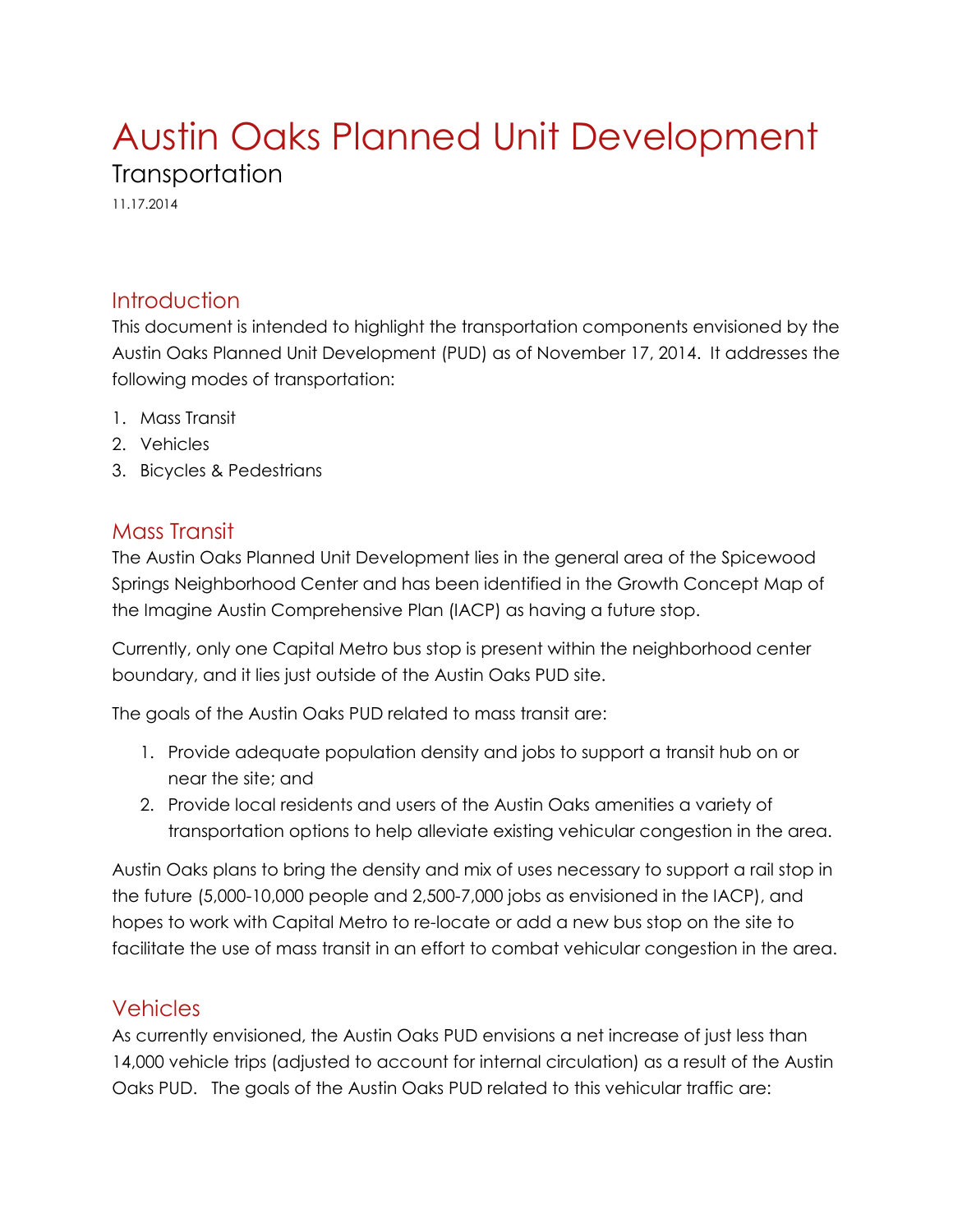# Austin Oaks Planned Unit Development

## Transportation

11.17.2014

## Introduction

This document is intended to highlight the transportation components envisioned by the Austin Oaks Planned Unit Development (PUD) as of November 17, 2014. It addresses the following modes of transportation:

1. Mass Transit
2. Vehicles
3. Bicycles & Pedestrians

## Mass Transit

The Austin Oaks Planned Unit Development lies in the general area of the Spicewood Springs Neighborhood Center and has been identified in the Growth Concept Map of the Imagine Austin Comprehensive Plan (IACP) as having a future stop.

Currently, only one Capital Metro bus stop is present within the neighborhood center boundary, and it lies just outside of the Austin Oaks PUD site.

The goals of the Austin Oaks PUD related to mass transit are:

1. Provide adequate population density and jobs to support a transit hub on or near the site; and
2. Provide local residents and users of the Austin Oaks amenities a variety of transportation options to help alleviate existing vehicular congestion in the area.

Austin Oaks plans to bring the density and mix of uses necessary to support a rail stop in the future (5,000-10,000 people and 2,500-7,000 jobs as envisioned in the IACP), and hopes to work with Capital Metro to re-locate or add a new bus stop on the site to facilitate the use of mass transit in an effort to combat vehicular congestion in the area.

## Vehicles

As currently envisioned, the Austin Oaks PUD envisions a net increase of just less than 14,000 vehicle trips (adjusted to account for internal circulation) as a result of the Austin Oaks PUD. The goals of the Austin Oaks PUD related to this vehicular traffic are: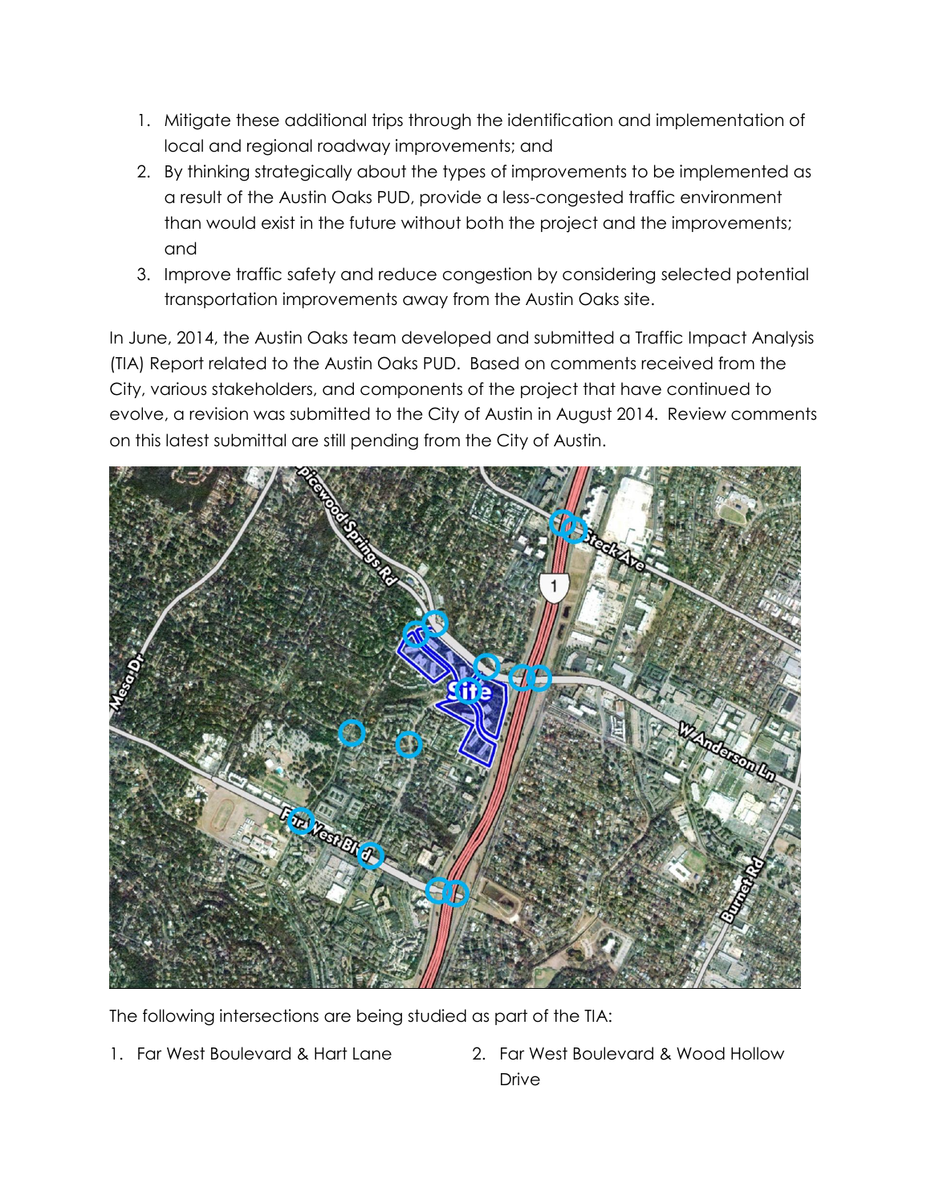1. Mitigate these additional trips through the identification and implementation of local and regional roadway improvements; and
2. By thinking strategically about the types of improvements to be implemented as a result of the Austin Oaks PUD, provide a less-congested traffic environment than would exist in the future without both the project and the improvements; and
3. Improve traffic safety and reduce congestion by considering selected potential transportation improvements away from the Austin Oaks site.

In June, 2014, the Austin Oaks team developed and submitted a Traffic Impact Analysis (TIA) Report related to the Austin Oaks PUD. Based on comments received from the City, various stakeholders, and components of the project that have continued to evolve, a revision was submitted to the City of Austin in August 2014. Review comments on this latest submittal are still pending from the City of Austin.

Spicewood Springs Rd
Steck Ave
1
Site
Mesa Dr
W Anderson Ln
Far West Blvd
Burnet Rd

The following intersections are being studied as part of the TIA:

1. Far West Boulevard & Hart Lane
2. Far West Boulevard & Wood Hollow Drive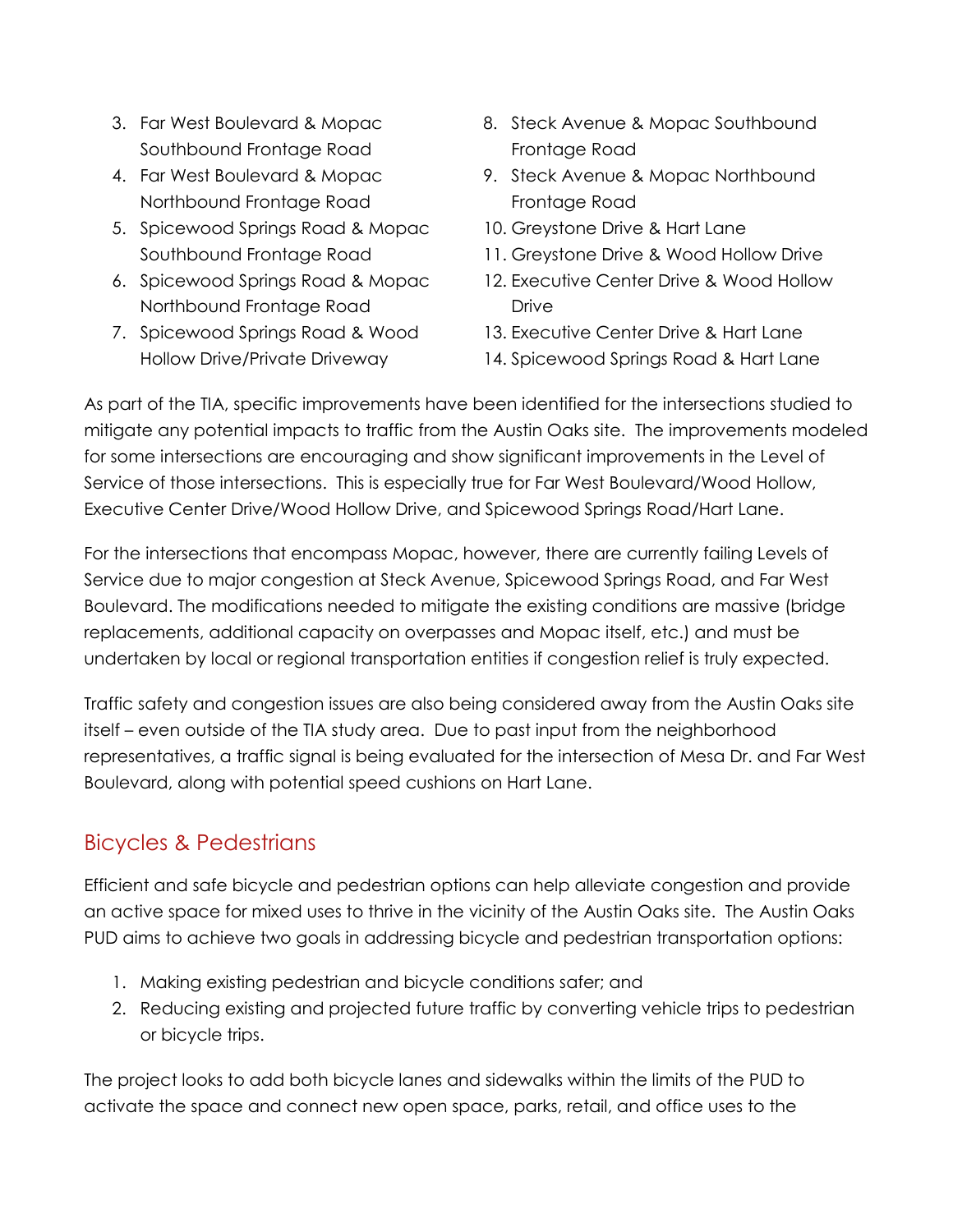3. Far West Boulevard & Mopac Southbound Frontage Road
4. Far West Boulevard & Mopac Northbound Frontage Road
5. Spicewood Springs Road & Mopac Southbound Frontage Road
6. Spicewood Springs Road & Mopac Northbound Frontage Road
7. Spicewood Springs Road & Wood Hollow Drive/Private Driveway
8. Steck Avenue & Mopac Southbound Frontage Road
9. Steck Avenue & Mopac Northbound Frontage Road
10. Greystone Drive & Hart Lane
11. Greystone Drive & Wood Hollow Drive
12. Executive Center Drive & Wood Hollow Drive
13. Executive Center Drive & Hart Lane
14. Spicewood Springs Road & Hart Lane

As part of the TIA, specific improvements have been identified for the intersections studied to mitigate any potential impacts to traffic from the Austin Oaks site. The improvements modeled for some intersections are encouraging and show significant improvements in the Level of Service of those intersections. This is especially true for Far West Boulevard/Wood Hollow, Executive Center Drive/Wood Hollow Drive, and Spicewood Springs Road/Hart Lane.

For the intersections that encompass Mopac, however, there are currently failing Levels of Service due to major congestion at Steck Avenue, Spicewood Springs Road, and Far West Boulevard. The modifications needed to mitigate the existing conditions are massive (bridge replacements, additional capacity on overpasses and Mopac itself, etc.) and must be undertaken by local or regional transportation entities if congestion relief is truly expected.

Traffic safety and congestion issues are also being considered away from the Austin Oaks site itself – even outside of the TIA study area. Due to past input from the neighborhood representatives, a traffic signal is being evaluated for the intersection of Mesa Dr. and Far West Boulevard, along with potential speed cushions on Hart Lane.

## Bicycles & Pedestrians

Efficient and safe bicycle and pedestrian options can help alleviate congestion and provide an active space for mixed uses to thrive in the vicinity of the Austin Oaks site. The Austin Oaks PUD aims to achieve two goals in addressing bicycle and pedestrian transportation options:

1. Making existing pedestrian and bicycle conditions safer; and
2. Reducing existing and projected future traffic by converting vehicle trips to pedestrian or bicycle trips.

The project looks to add both bicycle lanes and sidewalks within the limits of the PUD to activate the space and connect new open space, parks, retail, and office uses to the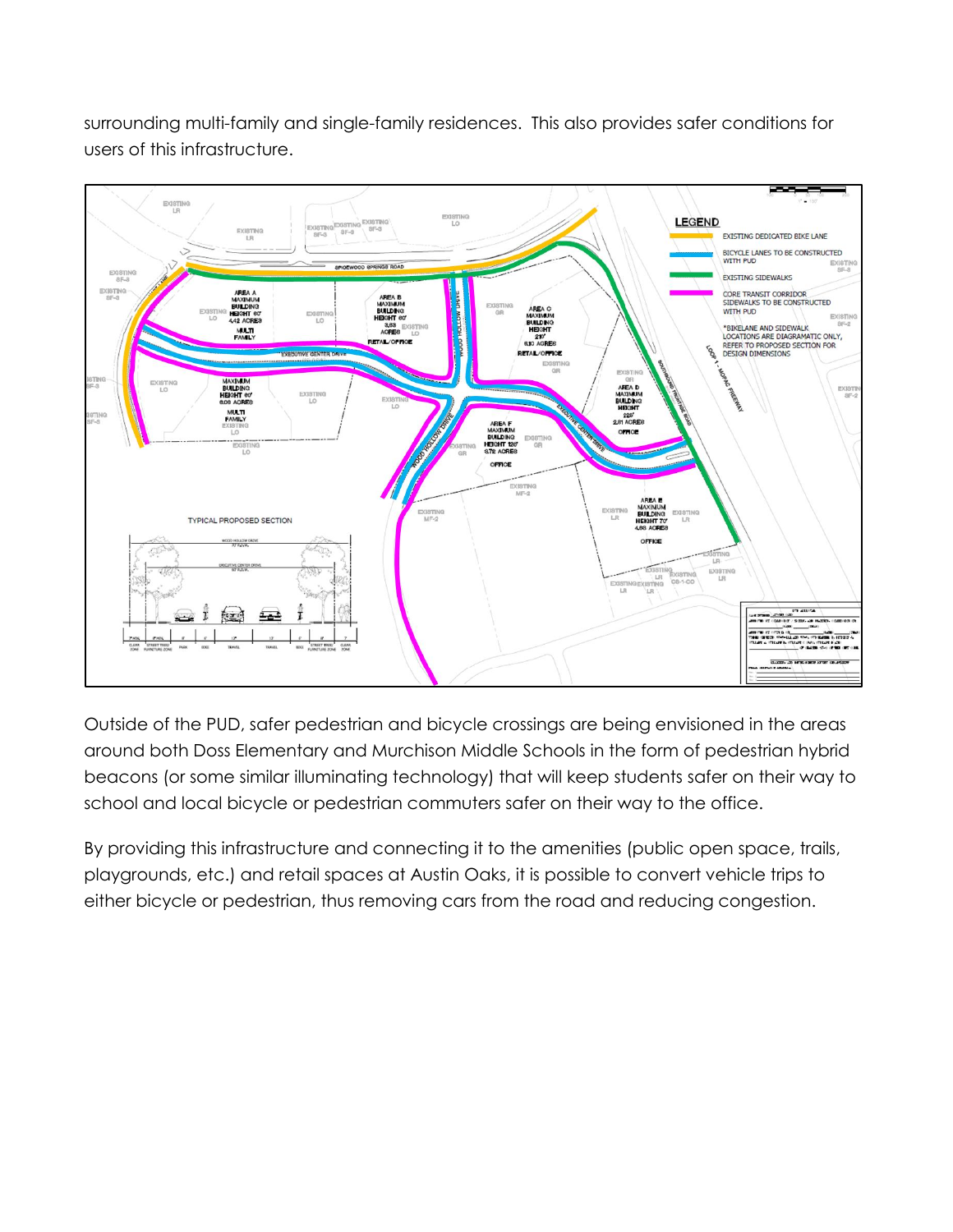surrounding multi-family and single-family residences. This also provides safer conditions for users of this infrastructure.

LEGEND

EXISTING DEDICATED BIKE LANE

BICYCLE LANES TO BE CONSTRUCTED WITH PUD

EXISTING SIDEWALKS

CORE TRANSIT CORRIDOR SIDEWALKS TO BE CONSTRUCTED WITH PUD

*BIKELANE AND SIDEWALK LOCATIONS ARE DIAGRAMATIC ONLY, REFER TO PROPOSED SECTION FOR DESIGN DIMENSIONS

SPICEWOOD SPRINGS ROAD

EXECUTIVE CENTER DRIVE

WOOD HOLLOW DRIVE

SOUTHBOUND FRONTAGE ROAD

LOOP 1 - MOPAC FREEWAY

AREA A MAXIMUM BUILDING HEIGHT 60' 4.42 ACRES MULTI FAMILY

AREA B MAXIMUM BUILDING HEIGHT 60' 3.53 ACRES RETAIL/OFFICE

AREA C MAXIMUM BUILDING HEIGHT 210' 6.10 ACRES RETAIL/OFFICE

AREA D MAXIMUM BUILDING HEIGHT 225' 2.81 ACRES OFFICE

AREA E MAXIMUM BUILDING HEIGHT 70' 4.86 ACRES OFFICE

AREA F MAXIMUM BUILDING HEIGHT 120' 8.72 ACRES OFFICE

MAXIMUM BUILDING HEIGHT 60' 6.06 ACRES MULTI FAMILY

TYPICAL PROPOSED SECTION

Outside of the PUD, safer pedestrian and bicycle crossings are being envisioned in the areas around both Doss Elementary and Murchison Middle Schools in the form of pedestrian hybrid beacons (or some similar illuminating technology) that will keep students safer on their way to school and local bicycle or pedestrian commuters safer on their way to the office.

By providing this infrastructure and connecting it to the amenities (public open space, trails, playgrounds, etc.) and retail spaces at Austin Oaks, it is possible to convert vehicle trips to either bicycle or pedestrian, thus removing cars from the road and reducing congestion.